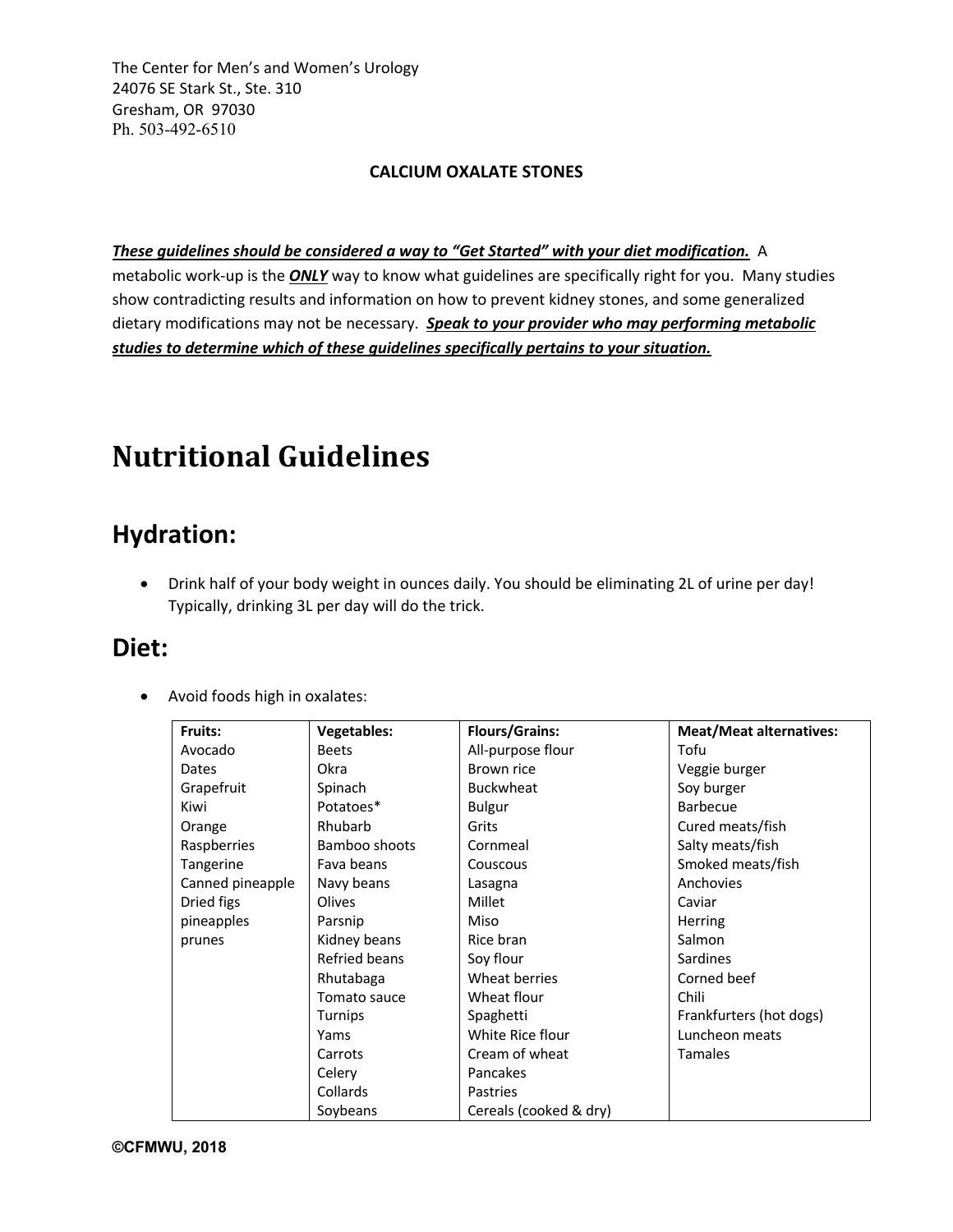The Center for Men's and Women's Urology
24076 SE Stark St., Ste. 310
Gresham, OR 97030
Ph. 503-492-6510

**CALCIUM OXALATE STONES**

***<u>These guidelines should be considered a way to "Get Started" with your diet modification.</u>*** A metabolic work-up is the ***<u>ONLY</u>*** way to know what guidelines are specifically right for you. Many studies show contradicting results and information on how to prevent kidney stones, and some generalized dietary modifications may not be necessary. ***<u>Speak to your provider who may performing metabolic studies to determine which of these guidelines specifically pertains to your situation.</u>***

# Nutritional Guidelines

## Hydration:

- Drink half of your body weight in ounces daily. You should be eliminating 2L of urine per day! Typically, drinking 3L per day will do the trick.

## Diet:

- Avoid foods high in oxalates:

| **Fruits:** | **Vegetables:** | **Flours/Grains:** | **Meat/Meat alternatives:** |
|---|---|---|---|
| Avocado | Beets | All-purpose flour | Tofu |
| Dates | Okra | Brown rice | Veggie burger |
| Grapefruit | Spinach | Buckwheat | Soy burger |
| Kiwi | Potatoes* | Bulgur | Barbecue |
| Orange | Rhubarb | Grits | Cured meats/fish |
| Raspberries | Bamboo shoots | Cornmeal | Salty meats/fish |
| Tangerine | Fava beans | Couscous | Smoked meats/fish |
| Canned pineapple | Navy beans | Lasagna | Anchovies |
| Dried figs | Olives | Millet | Caviar |
| pineapples | Parsnip | Miso | Herring |
| prunes | Kidney beans | Rice bran | Salmon |
| | Refried beans | Soy flour | Sardines |
| | Rhutabaga | Wheat berries | Corned beef |
| | Tomato sauce | Wheat flour | Chili |
| | Turnips | Spaghetti | Frankfurters (hot dogs) |
| | Yams | White Rice flour | Luncheon meats |
| | Carrots | Cream of wheat | Tamales |
| | Celery | Pancakes | |
| | Collards | Pastries | |
| | Soybeans | Cereals (cooked & dry) | |

©CFMWU, 2018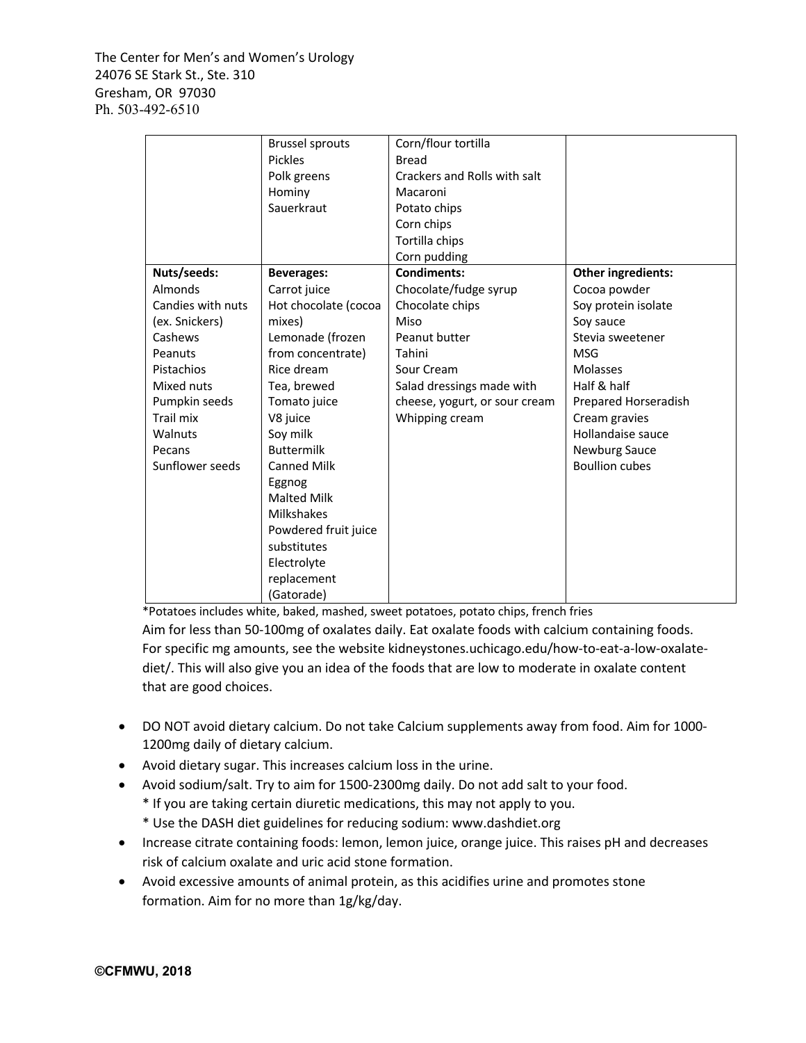The Center for Men's and Women's Urology
24076 SE Stark St., Ste. 310
Gresham, OR 97030
Ph. 503-492-6510

| | | | |
|---|---|---|---|
| | Brussel sprouts<br>Pickles<br>Polk greens<br>Hominy<br>Sauerkraut | Corn/flour tortilla<br>Bread<br>Crackers and Rolls with salt<br>Macaroni<br>Potato chips<br>Corn chips<br>Tortilla chips<br>Corn pudding | |
| **Nuts/seeds:**<br>Almonds<br>Candies with nuts (ex. Snickers)<br>Cashews<br>Peanuts<br>Pistachios<br>Mixed nuts<br>Pumpkin seeds<br>Trail mix<br>Walnuts<br>Pecans<br>Sunflower seeds | **Beverages:**<br>Carrot juice<br>Hot chocolate (cocoa mixes)<br>Lemonade (frozen from concentrate)<br>Rice dream<br>Tea, brewed<br>Tomato juice<br>V8 juice<br>Soy milk<br>Buttermilk<br>Canned Milk<br>Eggnog<br>Malted Milk<br>Milkshakes<br>Powdered fruit juice substitutes<br>Electrolyte replacement (Gatorade) | **Condiments:**<br>Chocolate/fudge syrup<br>Chocolate chips<br>Miso<br>Peanut butter<br>Tahini<br>Sour Cream<br>Salad dressings made with cheese, yogurt, or sour cream<br>Whipping cream | **Other ingredients:**<br>Cocoa powder<br>Soy protein isolate<br>Soy sauce<br>Stevia sweetener<br>MSG<br>Molasses<br>Half & half<br>Prepared Horseradish<br>Cream gravies<br>Hollandaise sauce<br>Newburg Sauce<br>Boullion cubes |

*Potatoes includes white, baked, mashed, sweet potatoes, potato chips, french fries

Aim for less than 50-100mg of oxalates daily. Eat oxalate foods with calcium containing foods. For specific mg amounts, see the website kidneystones.uchicago.edu/how-to-eat-a-low-oxalate-diet/. This will also give you an idea of the foods that are low to moderate in oxalate content that are good choices.

- DO NOT avoid dietary calcium. Do not take Calcium supplements away from food. Aim for 1000-1200mg daily of dietary calcium.
- Avoid dietary sugar. This increases calcium loss in the urine.
- Avoid sodium/salt. Try to aim for 1500-2300mg daily. Do not add salt to your food.
  * If you are taking certain diuretic medications, this may not apply to you.
  * Use the DASH diet guidelines for reducing sodium: www.dashdiet.org
- Increase citrate containing foods: lemon, lemon juice, orange juice. This raises pH and decreases risk of calcium oxalate and uric acid stone formation.
- Avoid excessive amounts of animal protein, as this acidifies urine and promotes stone formation. Aim for no more than 1g/kg/day.

**©CFMWU, 2018**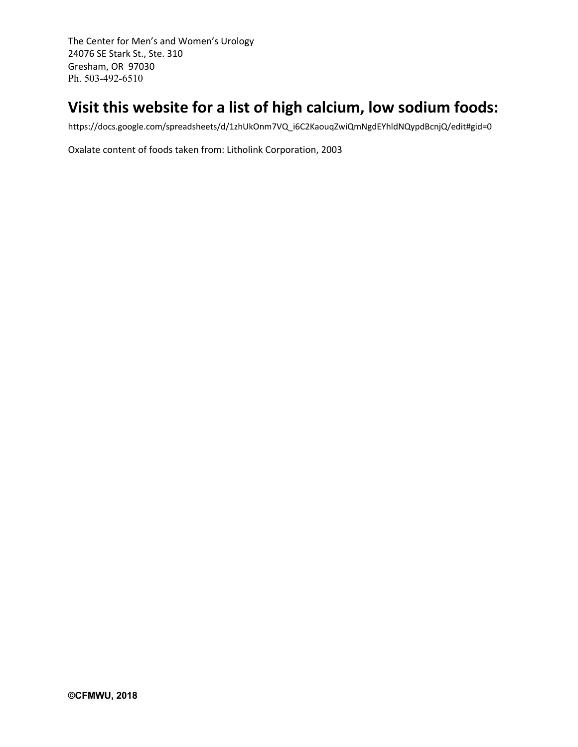The Center for Men's and Women's Urology
24076 SE Stark St., Ste. 310
Gresham, OR 97030
Ph. 503-492-6510

## Visit this website for a list of high calcium, low sodium foods:

https://docs.google.com/spreadsheets/d/1zhUkOnm7VQ_i6C2KaouqZwiQmNgdEYhldNQypdBcnjQ/edit#gid=0

Oxalate content of foods taken from: Litholink Corporation, 2003

**©CFMWU, 2018**